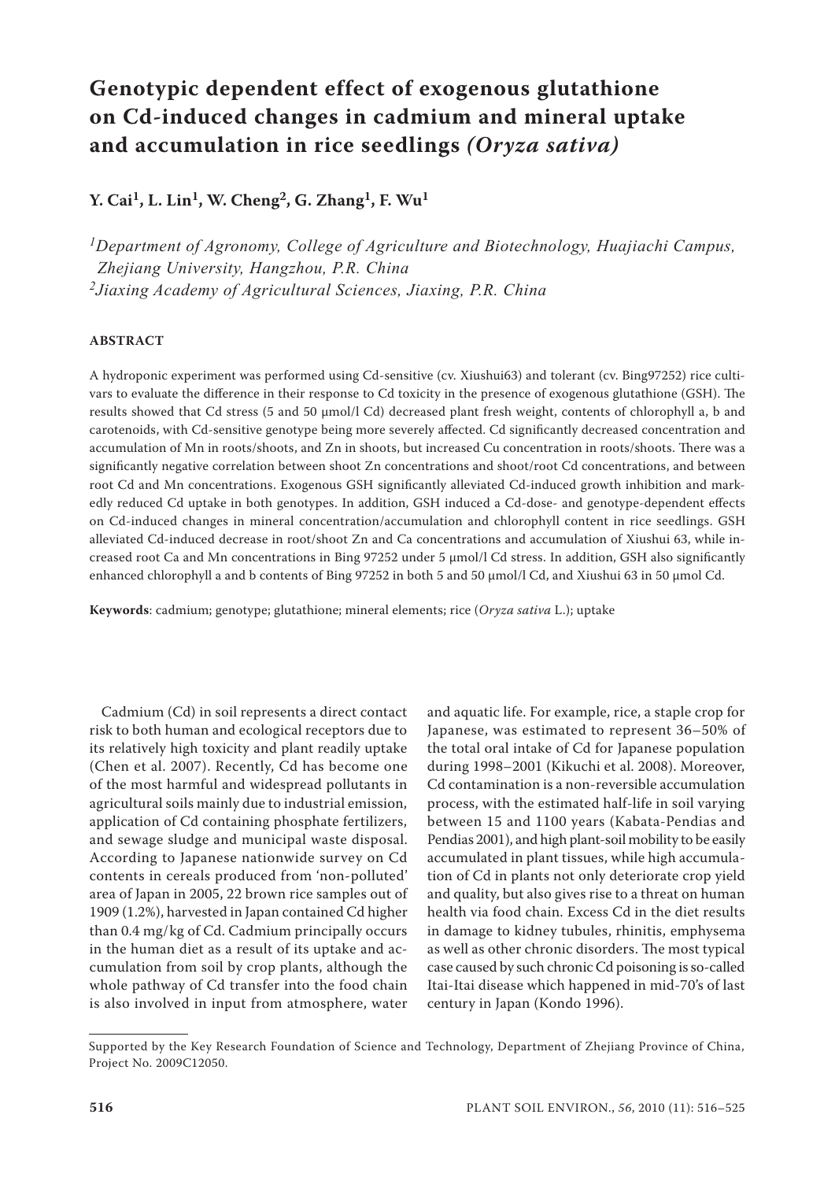# Genotypic dependent effect of exogenous glutathione on Cd-induced changes in cadmium and mineral uptake and accumulation in rice seedlings *(Oryza sativa)*

**Y. Cai[1], L. Lin[1], W. Cheng[2], G. Zhang[1], F. Wu[1]**

*[1]Department of Agronomy, College of Agriculture and Biotechnology, Huajiachi Campus, Zhejiang University, Hangzhou, P.R. China*
*[2]Jiaxing Academy of Agricultural Sciences, Jiaxing, P.R. China*

## ABSTRACT

A hydroponic experiment was performed using Cd-sensitive (cv. Xiushui63) and tolerant (cv. Bing97252) rice cultivars to evaluate the difference in their response to Cd toxicity in the presence of exogenous glutathione (GSH). The results showed that Cd stress (5 and 50 μmol/l Cd) decreased plant fresh weight, contents of chlorophyll a, b and carotenoids, with Cd-sensitive genotype being more severely affected. Cd significantly decreased concentration and accumulation of Mn in roots/shoots, and Zn in shoots, but increased Cu concentration in roots/shoots. There was a significantly negative correlation between shoot Zn concentrations and shoot/root Cd concentrations, and between root Cd and Mn concentrations. Exogenous GSH significantly alleviated Cd-induced growth inhibition and markedly reduced Cd uptake in both genotypes. In addition, GSH induced a Cd-dose- and genotype-dependent effects on Cd-induced changes in mineral concentration/accumulation and chlorophyll content in rice seedlings. GSH alleviated Cd-induced decrease in root/shoot Zn and Ca concentrations and accumulation of Xiushui 63, while increased root Ca and Mn concentrations in Bing 97252 under 5 μmol/l Cd stress. In addition, GSH also significantly enhanced chlorophyll a and b contents of Bing 97252 in both 5 and 50 μmol/l Cd, and Xiushui 63 in 50 μmol Cd.

**Keywords**: cadmium; genotype; glutathione; mineral elements; rice (*Oryza sativa* L.); uptake

Cadmium (Cd) in soil represents a direct contact risk to both human and ecological receptors due to its relatively high toxicity and plant readily uptake (Chen et al. 2007). Recently, Cd has become one of the most harmful and widespread pollutants in agricultural soils mainly due to industrial emission, application of Cd containing phosphate fertilizers, and sewage sludge and municipal waste disposal. According to Japanese nationwide survey on Cd contents in cereals produced from 'non-polluted' area of Japan in 2005, 22 brown rice samples out of 1909 (1.2%), harvested in Japan contained Cd higher than 0.4 mg/kg of Cd. Cadmium principally occurs in the human diet as a result of its uptake and accumulation from soil by crop plants, although the whole pathway of Cd transfer into the food chain is also involved in input from atmosphere, water and aquatic life. For example, rice, a staple crop for Japanese, was estimated to represent 36–50% of the total oral intake of Cd for Japanese population during 1998–2001 (Kikuchi et al. 2008). Moreover, Cd contamination is a non-reversible accumulation process, with the estimated half-life in soil varying between 15 and 1100 years (Kabata-Pendias and Pendias 2001), and high plant-soil mobility to be easily accumulated in plant tissues, while high accumulation of Cd in plants not only deteriorate crop yield and quality, but also gives rise to a threat on human health via food chain. Excess Cd in the diet results in damage to kidney tubules, rhinitis, emphysema as well as other chronic disorders. The most typical case caused by such chronic Cd poisoning is so-called Itai-Itai disease which happened in mid-70's of last century in Japan (Kondo 1996).

Supported by the Key Research Foundation of Science and Technology, Department of Zhejiang Province of China, Project No. 2009C12050.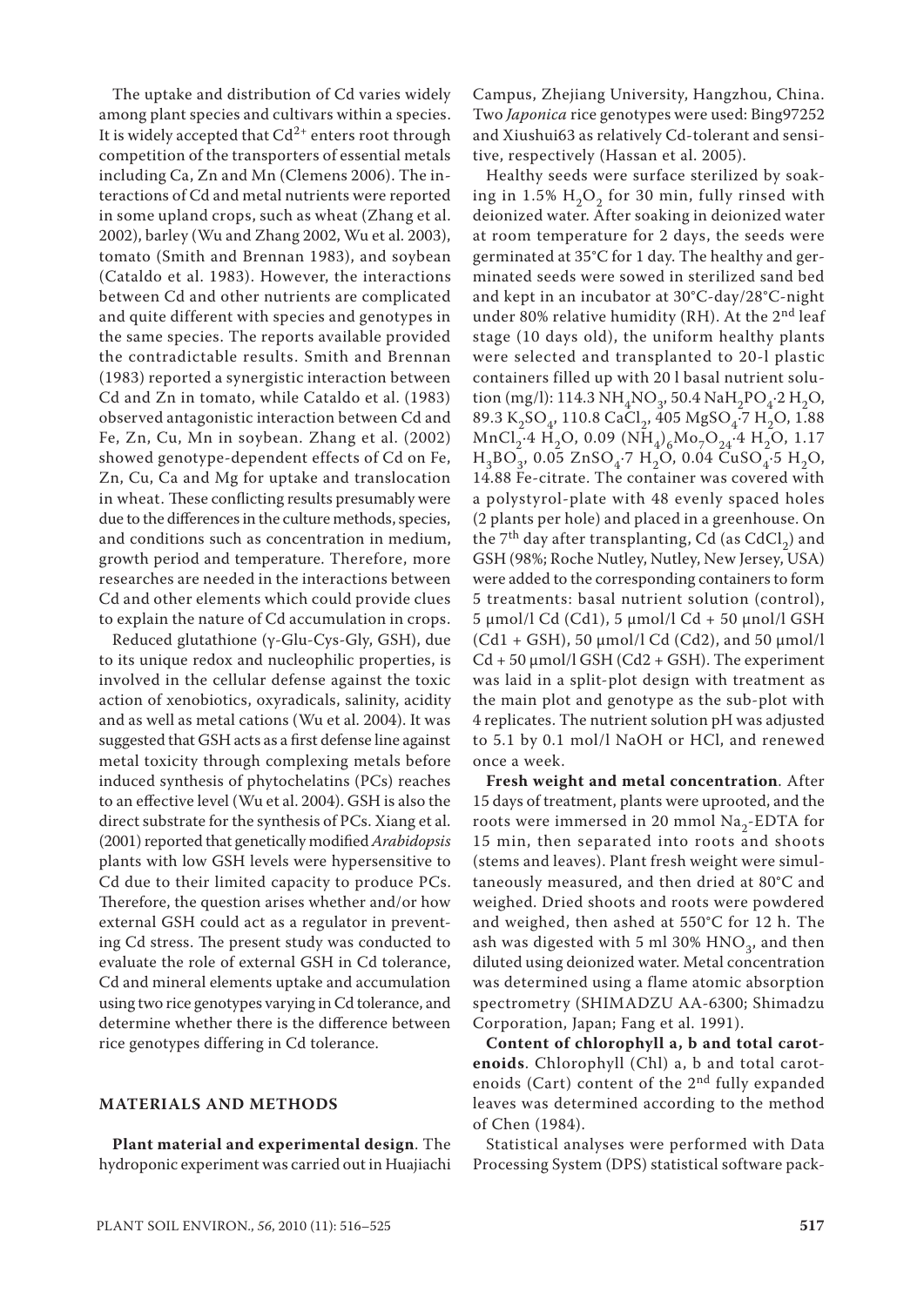The uptake and distribution of Cd varies widely among plant species and cultivars within a species. It is widely accepted that $Cd^{2+}$ enters root through competition of the transporters of essential metals including Ca, Zn and Mn (Clemens 2006). The interactions of Cd and metal nutrients were reported in some upland crops, such as wheat (Zhang et al. 2002), barley (Wu and Zhang 2002, Wu et al. 2003), tomato (Smith and Brennan 1983), and soybean (Cataldo et al. 1983). However, the interactions between Cd and other nutrients are complicated and quite different with species and genotypes in the same species. The reports available provided the contradictable results. Smith and Brennan (1983) reported a synergistic interaction between Cd and Zn in tomato, while Cataldo et al. (1983) observed antagonistic interaction between Cd and Fe, Zn, Cu, Mn in soybean. Zhang et al. (2002) showed genotype-dependent effects of Cd on Fe, Zn, Cu, Ca and Mg for uptake and translocation in wheat. These conflicting results presumably were due to the differences in the culture methods, species, and conditions such as concentration in medium, growth period and temperature. Therefore, more researches are needed in the interactions between Cd and other elements which could provide clues to explain the nature of Cd accumulation in crops.

Reduced glutathione (γ-Glu-Cys-Gly, GSH), due to its unique redox and nucleophilic properties, is involved in the cellular defense against the toxic action of xenobiotics, oxyradicals, salinity, acidity and as well as metal cations (Wu et al. 2004). It was suggested that GSH acts as a first defense line against metal toxicity through complexing metals before induced synthesis of phytochelatins (PCs) reaches to an effective level (Wu et al. 2004). GSH is also the direct substrate for the synthesis of PCs. Xiang et al. (2001) reported that genetically modified *Arabidopsis* plants with low GSH levels were hypersensitive to Cd due to their limited capacity to produce PCs. Therefore, the question arises whether and/or how external GSH could act as a regulator in preventing Cd stress. The present study was conducted to evaluate the role of external GSH in Cd tolerance, Cd and mineral elements uptake and accumulation using two rice genotypes varying in Cd tolerance, and determine whether there is the difference between rice genotypes differing in Cd tolerance.

## MATERIALS AND METHODS

**Plant material and experimental design**. The hydroponic experiment was carried out in Huajiachi Campus, Zhejiang University, Hangzhou, China. Two *Japonica* rice genotypes were used: Bing97252 and Xiushui63 as relatively Cd-tolerant and sensitive, respectively (Hassan et al. 2005).

Healthy seeds were surface sterilized by soaking in 1.5% $H_2O_2$ for 30 min, fully rinsed with deionized water. After soaking in deionized water at room temperature for 2 days, the seeds were germinated at 35°C for 1 day. The healthy and germinated seeds were sowed in sterilized sand bed and kept in an incubator at 30°C-day/28°C-night under 80% relative humidity (RH). At the 2nd leaf stage (10 days old), the uniform healthy plants were selected and transplanted to 20-l plastic containers filled up with 20 l basal nutrient solution (mg/l): 114.3 $NH_4NO_3$, 50.4 $NaH_2PO_4 \cdot 2\,H_2O$, 89.3 $K_2SO_4$, 110.8 $CaCl_2$, 405 $MgSO_4 \cdot 7\,H_2O$, 1.88 $MnCl_2 \cdot 4\,H_2O$, 0.09 $(NH_4)_6Mo_7O_{24} \cdot 4\,H_2O$, 1.17 $H_3BO_3$, 0.05 $ZnSO_4 \cdot 7\,H_2O$, 0.04 $CuSO_4 \cdot 5\,H_2O$, 14.88 Fe-citrate. The container was covered with a polystyrol-plate with 48 evenly spaced holes (2 plants per hole) and placed in a greenhouse. On the 7th day after transplanting, Cd (as $CdCl_2$) and GSH (98%; Roche Nutley, Nutley, New Jersey, USA) were added to the corresponding containers to form 5 treatments: basal nutrient solution (control), 5 μmol/l Cd (Cd1), 5 μmol/l Cd + 50 μnol/l GSH (Cd1 + GSH), 50 μmol/l Cd (Cd2), and 50 μmol/l Cd + 50 μmol/l GSH (Cd2 + GSH). The experiment was laid in a split-plot design with treatment as the main plot and genotype as the sub-plot with 4 replicates. The nutrient solution pH was adjusted to 5.1 by 0.1 mol/l NaOH or HCl, and renewed once a week.

**Fresh weight and metal concentration**. After 15 days of treatment, plants were uprooted, and the roots were immersed in 20 mmol $Na_2$-EDTA for 15 min, then separated into roots and shoots (stems and leaves). Plant fresh weight were simultaneously measured, and then dried at 80°C and weighed. Dried shoots and roots were powdered and weighed, then ashed at 550°C for 12 h. The ash was digested with 5 ml 30% $HNO_3$, and then diluted using deionized water. Metal concentration was determined using a flame atomic absorption spectrometry (SHIMADZU AA-6300; Shimadzu Corporation, Japan; Fang et al. 1991).

**Content of chlorophyll a, b and total carotenoids**. Chlorophyll (Chl) a, b and total carotenoids (Cart) content of the 2nd fully expanded leaves was determined according to the method of Chen (1984).

Statistical analyses were performed with Data Processing System (DPS) statistical software pack-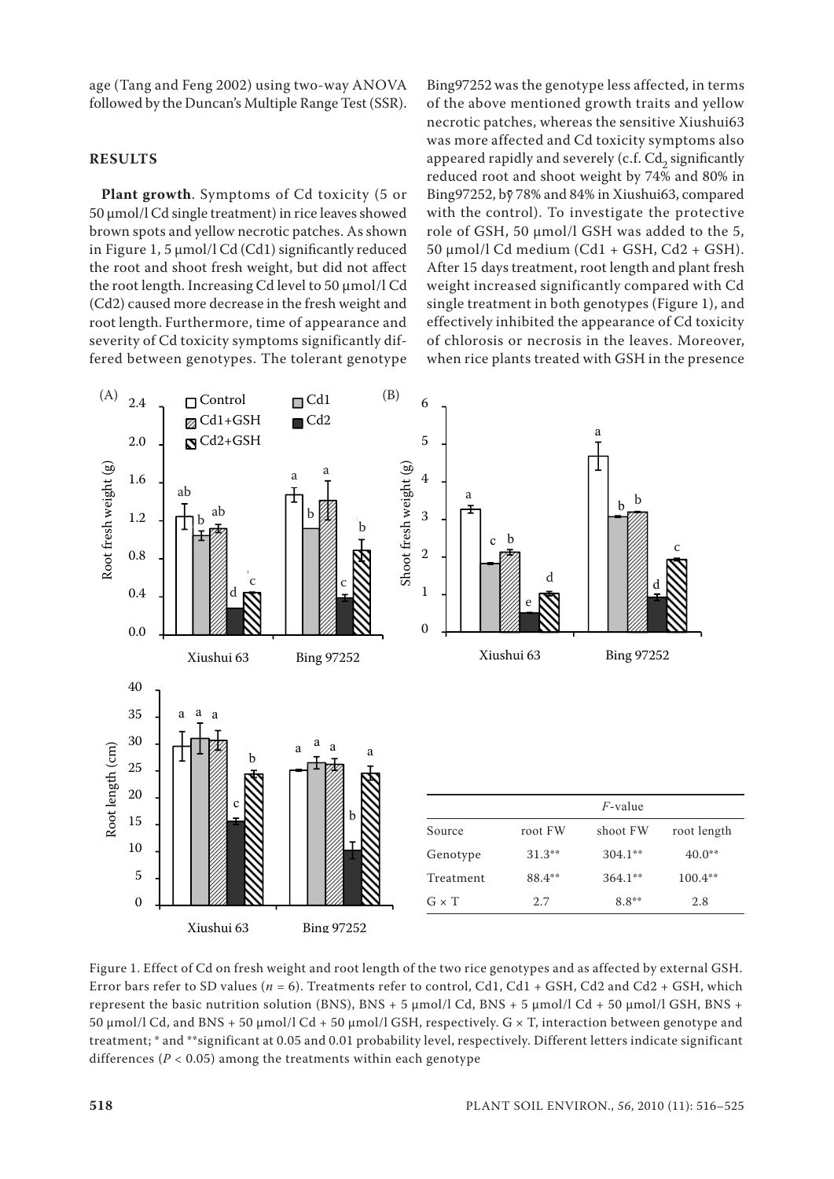age (Tang and Feng 2002) using two-way ANOVA followed by the Duncan's Multiple Range Test (SSR).

## RESULTS

**Plant growth**. Symptoms of Cd toxicity (5 or 50 μmol/l Cd single treatment) in rice leaves showed brown spots and yellow necrotic patches. As shown in Figure 1, 5 μmol/l Cd (Cd1) significantly reduced the root and shoot fresh weight, but did not affect the root length. Increasing Cd level to 50 μmol/l Cd (Cd2) caused more decrease in the fresh weight and root length. Furthermore, time of appearance and severity of Cd toxicity symptoms significantly differed between genotypes. The tolerant genotype Bing97252 was the genotype less affected, in terms of the above mentioned growth traits and yellow necrotic patches, whereas the sensitive Xiushui63 was more affected and Cd toxicity symptoms also appeared rapidly and severely (c.f. $Cd_2$ significantly reduced root and shoot weight by 74% and 80% in Bing97252, by 78% and 84% in Xiushui63, compared with the control). To investigate the protective role of GSH, 50 μmol/l GSH was added to the 5, 50 μmol/l Cd medium (Cd1 + GSH, Cd2 + GSH). After 15 days treatment, root length and plant fresh weight increased significantly compared with Cd single treatment in both genotypes (Figure 1), and effectively inhibited the appearance of Cd toxicity of chlorosis or necrosis in the leaves. Moreover, when rice plants treated with GSH in the presence

| | *F*-value | | |
|---|---|---|---|
| Source | root FW | shoot FW | root length |
| Genotype | 31.3** | 304.1** | 40.0** |
| Treatment | 88.4** | 364.1** | 100.4** |
| G × T | 2.7 | 8.8** | 2.8 |

Figure 1. Effect of Cd on fresh weight and root length of the two rice genotypes and as affected by external GSH. Error bars refer to SD values ($n = 6$). Treatments refer to control, Cd1, Cd1 + GSH, Cd2 and Cd2 + GSH, which represent the basic nutrition solution (BNS), BNS + 5 μmol/l Cd, BNS + 5 μmol/l Cd + 50 μmol/l GSH, BNS + 50 μmol/l Cd, and BNS + 50 μmol/l Cd + 50 μmol/l GSH, respectively. G × T, interaction between genotype and treatment; * and **significant at 0.05 and 0.01 probability level, respectively. Different letters indicate significant differences ($P < 0.05$) among the treatments within each genotype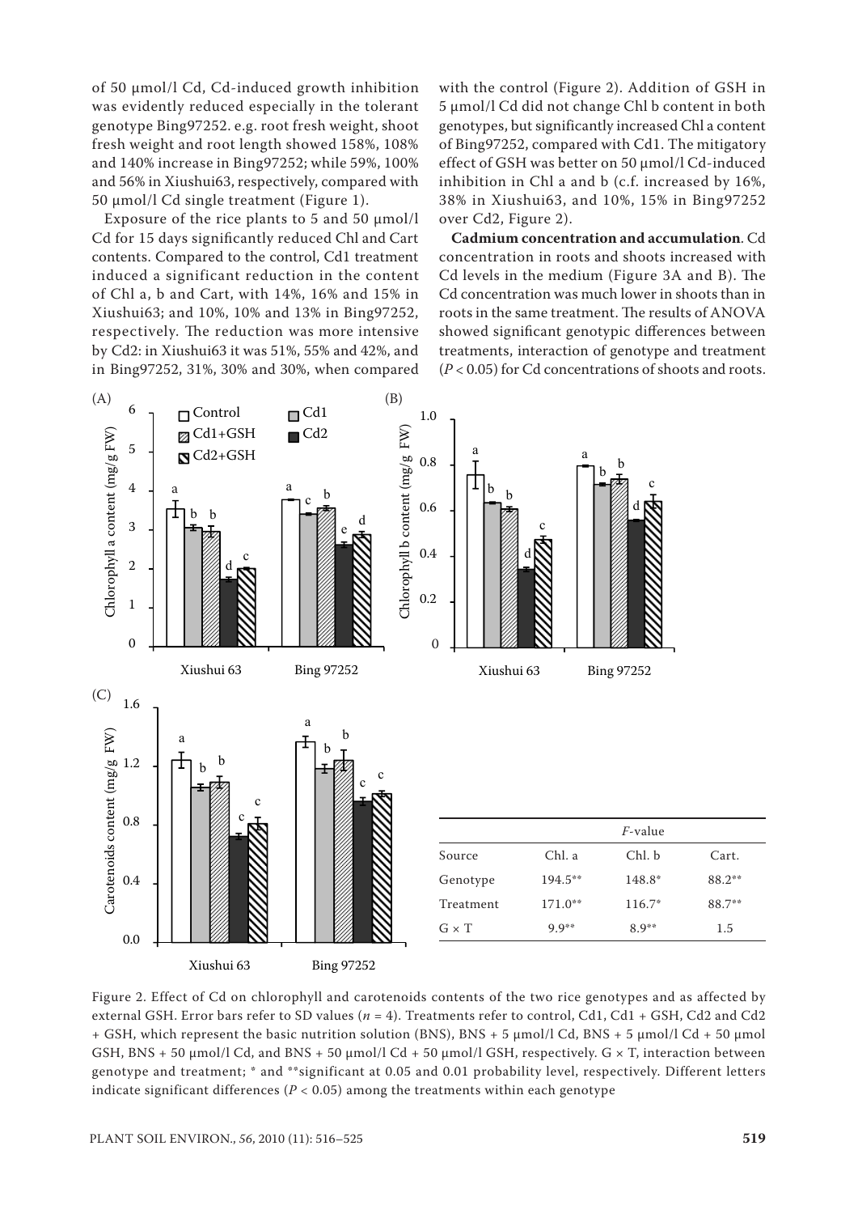of 50 μmol/l Cd, Cd-induced growth inhibition was evidently reduced especially in the tolerant genotype Bing97252. e.g. root fresh weight, shoot fresh weight and root length showed 158%, 108% and 140% increase in Bing97252; while 59%, 100% and 56% in Xiushui63, respectively, compared with 50 μmol/l Cd single treatment (Figure 1).

Exposure of the rice plants to 5 and 50 μmol/l Cd for 15 days significantly reduced Chl and Cart contents. Compared to the control, Cd1 treatment induced a significant reduction in the content of Chl a, b and Cart, with 14%, 16% and 15% in Xiushui63; and 10%, 10% and 13% in Bing97252, respectively. The reduction was more intensive by Cd2: in Xiushui63 it was 51%, 55% and 42%, and in Bing97252, 31%, 30% and 30%, when compared with the control (Figure 2). Addition of GSH in 5 μmol/l Cd did not change Chl b content in both genotypes, but significantly increased Chl a content of Bing97252, compared with Cd1. The mitigatory effect of GSH was better on 50 μmol/l Cd-induced inhibition in Chl a and b (c.f. increased by 16%, 38% in Xiushui63, and 10%, 15% in Bing97252 over Cd2, Figure 2).

**Cadmium concentration and accumulation**. Cd concentration in roots and shoots increased with Cd levels in the medium (Figure 3A and B). The Cd concentration was much lower in shoots than in roots in the same treatment. The results of ANOVA showed significant genotypic differences between treatments, interaction of genotype and treatment ($P < 0.05$) for Cd concentrations of shoots and roots.

| | *F*-value | | |
|---|---|---|---|
| Source | Chl. a | Chl. b | Cart. |
| Genotype | 194.5** | 148.8* | 88.2** |
| Treatment | 171.0** | 116.7* | 88.7** |
| G × T | 9.9** | 8.9** | 1.5 |

Figure 2. Effect of Cd on chlorophyll and carotenoids contents of the two rice genotypes and as affected by external GSH. Error bars refer to SD values ($n = 4$). Treatments refer to control, Cd1, Cd1 + GSH, Cd2 and Cd2 + GSH, which represent the basic nutrition solution (BNS), BNS + 5 μmol/l Cd, BNS + 5 μmol/l Cd + 50 μmol GSH, BNS + 50 μmol/l Cd, and BNS + 50 μmol/l Cd + 50 μmol/l GSH, respectively. G × T, interaction between genotype and treatment; * and **significant at 0.05 and 0.01 probability level, respectively. Different letters indicate significant differences ($P < 0.05$) among the treatments within each genotype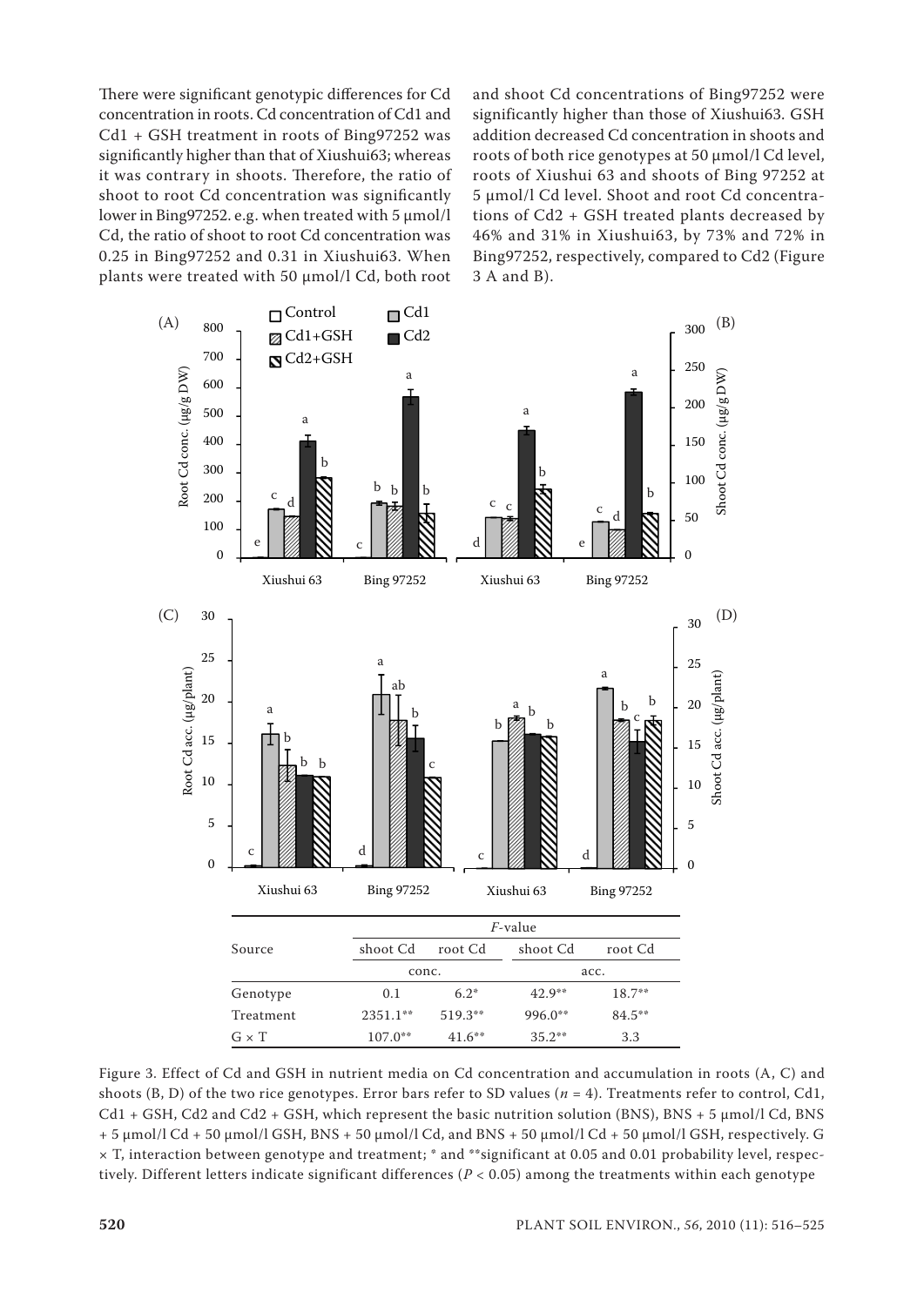There were significant genotypic differences for Cd concentration in roots. Cd concentration of Cd1 and Cd1 + GSH treatment in roots of Bing97252 was significantly higher than that of Xiushui63; whereas it was contrary in shoots. Therefore, the ratio of shoot to root Cd concentration was significantly lower in Bing97252. e.g. when treated with 5 μmol/l Cd, the ratio of shoot to root Cd concentration was 0.25 in Bing97252 and 0.31 in Xiushui63. When plants were treated with 50 μmol/l Cd, both root and shoot Cd concentrations of Bing97252 were significantly higher than those of Xiushui63. GSH addition decreased Cd concentration in shoots and roots of both rice genotypes at 50 μmol/l Cd level, roots of Xiushui 63 and shoots of Bing 97252 at 5 μmol/l Cd level. Shoot and root Cd concentrations of Cd2 + GSH treated plants decreased by 46% and 31% in Xiushui63, by 73% and 72% in Bing97252, respectively, compared to Cd2 (Figure 3 A and B).

| Source | *F*-value | | | |
|---|---|---|---|---|
| | shoot Cd | root Cd | shoot Cd | root Cd |
| | conc. | | acc. | |
| Genotype | 0.1 | 6.2* | 42.9** | 18.7** |
| Treatment | 2351.1** | 519.3** | 996.0** | 84.5** |
| G × T | 107.0** | 41.6** | 35.2** | 3.3 |

Figure 3. Effect of Cd and GSH in nutrient media on Cd concentration and accumulation in roots (A, C) and shoots (B, D) of the two rice genotypes. Error bars refer to SD values ($n = 4$). Treatments refer to control, Cd1, Cd1 + GSH, Cd2 and Cd2 + GSH, which represent the basic nutrition solution (BNS), BNS + 5 μmol/l Cd, BNS + 5 μmol/l Cd + 50 μmol/l GSH, BNS + 50 μmol/l Cd, and BNS + 50 μmol/l Cd + 50 μmol/l GSH, respectively. G × T, interaction between genotype and treatment; * and **significant at 0.05 and 0.01 probability level, respectively. Different letters indicate significant differences ($P < 0.05$) among the treatments within each genotype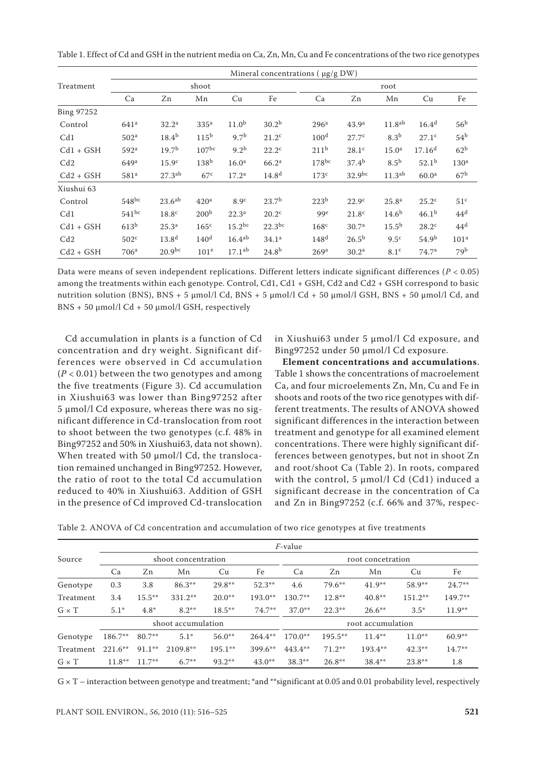Table 1. Effect of Cd and GSH in the nutrient media on Ca, Zn, Mn, Cu and Fe concentrations of the two rice genotypes

| Treatment | Mineral concentrations ( μg/g DW) | | | | | | | | | |
|---|---|---|---|---|---|---|---|---|---|---|
| | shoot | | | | | root | | | | |
| | Ca | Zn | Mn | Cu | Fe | Ca | Zn | Mn | Cu | Fe |
| Bing 97252 | | | | | | | | | | |
| Control | $641^{a}$ | $32.2^{a}$ | $335^{a}$ | $11.0^{b}$ | $30.2^{b}$ | $296^{a}$ | $43.9^{a}$ | $11.8^{ab}$ | $16.4^{d}$ | $56^{b}$ |
| Cd1 | $502^{a}$ | $18.4^{b}$ | $115^{b}$ | $9.7^{b}$ | $21.2^{c}$ | $100^{d}$ | $27.7^{c}$ | $8.3^{b}$ | $27.1^{c}$ | $54^{b}$ |
| Cd1 + GSH | $592^{a}$ | $19.7^{b}$ | $107^{bc}$ | $9.2^{b}$ | $22.2^{c}$ | $211^{b}$ | $28.1^{c}$ | $15.0^{a}$ | $17.16^{d}$ | $62^{b}$ |
| Cd2 | $649^{a}$ | $15.9^{c}$ | $138^{b}$ | $16.0^{a}$ | $66.2^{a}$ | $178^{bc}$ | $37.4^{b}$ | $8.5^{b}$ | $52.1^{b}$ | $130^{a}$ |
| Cd2 + GSH | $581^{a}$ | $27.3^{ab}$ | $67^{c}$ | $17.2^{a}$ | $14.8^{d}$ | $173^{c}$ | $32.9^{bc}$ | $11.3^{ab}$ | $60.0^{a}$ | $67^{b}$ |
| Xiushui 63 | | | | | | | | | | |
| Control | $548^{bc}$ | $23.6^{ab}$ | $420^{a}$ | $8.9^{c}$ | $23.7^{b}$ | $223^{b}$ | $22.9^{c}$ | $25.8^{a}$ | $25.2^{c}$ | $51^{c}$ |
| Cd1 | $541^{bc}$ | $18.8^{c}$ | $200^{b}$ | $22.3^{a}$ | $20.2^{c}$ | $99^{e}$ | $21.8^{c}$ | $14.6^{b}$ | $46.1^{b}$ | $44^{d}$ |
| Cd1 + GSH | $613^{b}$ | $25.3^{a}$ | $165^{c}$ | $15.2^{bc}$ | $22.3^{bc}$ | $168^{c}$ | $30.7^{a}$ | $15.5^{b}$ | $28.2^{c}$ | $44^{d}$ |
| Cd2 | $502^{c}$ | $13.8^{d}$ | $140^{d}$ | $16.4^{ab}$ | $34.1^{a}$ | $148^{d}$ | $26.5^{b}$ | $9.5^{c}$ | $54.9^{b}$ | $101^{a}$ |
| Cd2 + GSH | $706^{a}$ | $20.9^{bc}$ | $101^{e}$ | $17.1^{ab}$ | $24.8^{b}$ | $269^{a}$ | $30.2^{a}$ | $8.1^{c}$ | $74.7^{a}$ | $79^{b}$ |

Data were means of seven independent replications. Different letters indicate significant differences ($P < 0.05$) among the treatments within each genotype. Control, Cd1, Cd1 + GSH, Cd2 and Cd2 + GSH correspond to basic nutrition solution (BNS), BNS + 5 μmol/l Cd, BNS + 5 μmol/l Cd + 50 μmol/l GSH, BNS + 50 μmol/l Cd, and BNS + 50 μmol/l Cd + 50 μmol/l GSH, respectively

Cd accumulation in plants is a function of Cd concentration and dry weight. Significant differences were observed in Cd accumulation ($P < 0.01$) between the two genotypes and among the five treatments (Figure 3). Cd accumulation in Xiushui63 was lower than Bing97252 after 5 μmol/l Cd exposure, whereas there was no significant difference in Cd-translocation from root to shoot between the two genotypes (c.f. 48% in Bing97252 and 50% in Xiushui63, data not shown). When treated with 50 μmol/l Cd, the translocation remained unchanged in Bing97252. However, the ratio of root to the total Cd accumulation reduced to 40% in Xiushui63. Addition of GSH in the presence of Cd improved Cd-translocation in Xiushui63 under 5 μmol/l Cd exposure, and Bing97252 under 50 μmol/l Cd exposure.

**Element concentrations and accumulations**. Table 1 shows the concentrations of macroelement Ca, and four microelements Zn, Mn, Cu and Fe in shoots and roots of the two rice genotypes with different treatments. The results of ANOVA showed significant differences in the interaction between treatment and genotype for all examined element concentrations. There were highly significant differences between genotypes, but not in shoot Zn and root/shoot Ca (Table 2). In roots, compared with the control, 5 μmol/l Cd (Cd1) induced a significant decrease in the concentration of Ca and Zn in Bing97252 (c.f. 66% and 37%, respec-

Table 2. ANOVA of Cd concentration and accumulation of two rice genotypes at five treatments

| Source | *F*-value | | | | | | | | | |
|---|---|---|---|---|---|---|---|---|---|---|
| | shoot concentration | | | | | root concetration | | | | |
| | Ca | Zn | Mn | Cu | Fe | Ca | Zn | Mn | Cu | Fe |
| Genotype | 0.3 | 3.8 | 86.3** | 29.8** | 52.3** | 4.6 | 79.6** | 41.9** | 58.9** | 24.7** |
| Treatment | 3.4 | 15.5** | 331.2** | 20.0** | 193.0** | 130.7** | 12.8** | 40.8** | 151.2** | 149.7** |
| G × T | 5.1* | 4.8* | 8.2** | 18.5** | 74.7** | 37.0** | 22.3** | 26.6** | 3.5* | 11.9** |
| | shoot accumulation | | | | | root accumulation | | | | |
| Genotype | 186.7** | 80.7** | 5.1* | 56.0** | 264.4** | 170.0** | 195.5** | 11.4** | 11.0** | 60.9** |
| Treatment | 221.6** | 91.1** | 2109.8** | 195.1** | 399.6** | 443.4** | 71.2** | 193.4** | 42.3** | 14.7** |
| G × T | 11.8** | 11.7** | 6.7** | 93.2** | 43.0** | 38.3** | 26.8** | 38.4** | 23.8** | 1.8 |

G × T – interaction between genotype and treatment; *and **significant at 0.05 and 0.01 probability level, respectively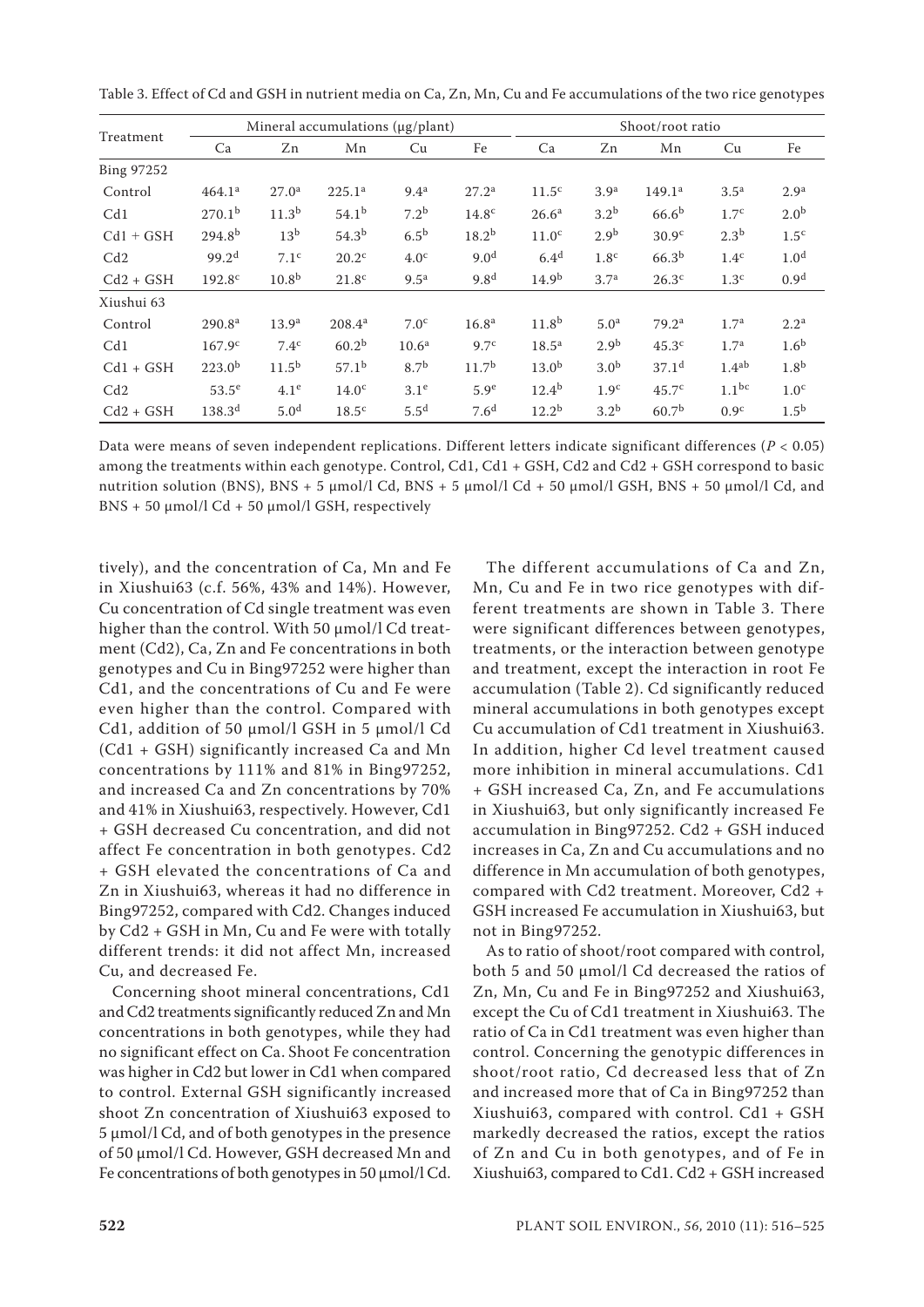Table 3. Effect of Cd and GSH in nutrient media on Ca, Zn, Mn, Cu and Fe accumulations of the two rice genotypes

| Treatment | Mineral accumulations (μg/plant) | | | | | Shoot/root ratio | | | | |
|---|---|---|---|---|---|---|---|---|---|---|
| | Ca | Zn | Mn | Cu | Fe | Ca | Zn | Mn | Cu | Fe |
| Bing 97252 | | | | | | | | | | |
| Control | $464.1^{a}$ | $27.0^{a}$ | $225.1^{a}$ | $9.4^{a}$ | $27.2^{a}$ | $11.5^{c}$ | $3.9^{a}$ | $149.1^{a}$ | $3.5^{a}$ | $2.9^{a}$ |
| Cd1 | $270.1^{b}$ | $11.3^{b}$ | $54.1^{b}$ | $7.2^{b}$ | $14.8^{c}$ | $26.6^{a}$ | $3.2^{b}$ | $66.6^{b}$ | $1.7^{c}$ | $2.0^{b}$ |
| Cd1 + GSH | $294.8^{b}$ | $13^{b}$ | $54.3^{b}$ | $6.5^{b}$ | $18.2^{b}$ | $11.0^{c}$ | $2.9^{b}$ | $30.9^{c}$ | $2.3^{b}$ | $1.5^{c}$ |
| Cd2 | $99.2^{d}$ | $7.1^{c}$ | $20.2^{c}$ | $4.0^{c}$ | $9.0^{d}$ | $6.4^{d}$ | $1.8^{c}$ | $66.3^{b}$ | $1.4^{c}$ | $1.0^{d}$ |
| Cd2 + GSH | $192.8^{c}$ | $10.8^{b}$ | $21.8^{c}$ | $9.5^{a}$ | $9.8^{d}$ | $14.9^{b}$ | $3.7^{a}$ | $26.3^{c}$ | $1.3^{c}$ | $0.9^{d}$ |
| Xiushui 63 | | | | | | | | | | |
| Control | $290.8^{a}$ | $13.9^{a}$ | $208.4^{a}$ | $7.0^{c}$ | $16.8^{a}$ | $11.8^{b}$ | $5.0^{a}$ | $79.2^{a}$ | $1.7^{a}$ | $2.2^{a}$ |
| Cd1 | $167.9^{c}$ | $7.4^{c}$ | $60.2^{b}$ | $10.6^{a}$ | $9.7^{c}$ | $18.5^{a}$ | $2.9^{b}$ | $45.3^{c}$ | $1.7^{a}$ | $1.6^{b}$ |
| Cd1 + GSH | $223.0^{b}$ | $11.5^{b}$ | $57.1^{b}$ | $8.7^{b}$ | $11.7^{b}$ | $13.0^{b}$ | $3.0^{b}$ | $37.1^{d}$ | $1.4^{ab}$ | $1.8^{b}$ |
| Cd2 | $53.5^{e}$ | $4.1^{e}$ | $14.0^{c}$ | $3.1^{e}$ | $5.9^{e}$ | $12.4^{b}$ | $1.9^{c}$ | $45.7^{c}$ | $1.1^{bc}$ | $1.0^{c}$ |
| Cd2 + GSH | $138.3^{d}$ | $5.0^{d}$ | $18.5^{c}$ | $5.5^{d}$ | $7.6^{d}$ | $12.2^{b}$ | $3.2^{b}$ | $60.7^{b}$ | $0.9^{c}$ | $1.5^{b}$ |

Data were means of seven independent replications. Different letters indicate significant differences ($P < 0.05$) among the treatments within each genotype. Control, Cd1, Cd1 + GSH, Cd2 and Cd2 + GSH correspond to basic nutrition solution (BNS), BNS + 5 μmol/l Cd, BNS + 5 μmol/l Cd + 50 μmol/l GSH, BNS + 50 μmol/l Cd, and BNS + 50 μmol/l Cd + 50 μmol/l GSH, respectively

tively), and the concentration of Ca, Mn and Fe in Xiushui63 (c.f. 56%, 43% and 14%). However, Cu concentration of Cd single treatment was even higher than the control. With 50 μmol/l Cd treatment (Cd2), Ca, Zn and Fe concentrations in both genotypes and Cu in Bing97252 were higher than Cd1, and the concentrations of Cu and Fe were even higher than the control. Compared with Cd1, addition of 50 μmol/l GSH in 5 μmol/l Cd (Cd1 + GSH) significantly increased Ca and Mn concentrations by 111% and 81% in Bing97252, and increased Ca and Zn concentrations by 70% and 41% in Xiushui63, respectively. However, Cd1 + GSH decreased Cu concentration, and did not affect Fe concentration in both genotypes. Cd2 + GSH elevated the concentrations of Ca and Zn in Xiushui63, whereas it had no difference in Bing97252, compared with Cd2. Changes induced by Cd2 + GSH in Mn, Cu and Fe were with totally different trends: it did not affect Mn, increased Cu, and decreased Fe.

Concerning shoot mineral concentrations, Cd1 and Cd2 treatments significantly reduced Zn and Mn concentrations in both genotypes, while they had no significant effect on Ca. Shoot Fe concentration was higher in Cd2 but lower in Cd1 when compared to control. External GSH significantly increased shoot Zn concentration of Xiushui63 exposed to 5 μmol/l Cd, and of both genotypes in the presence of 50 μmol/l Cd. However, GSH decreased Mn and Fe concentrations of both genotypes in 50 μmol/l Cd.

The different accumulations of Ca and Zn, Mn, Cu and Fe in two rice genotypes with different treatments are shown in Table 3. There were significant differences between genotypes, treatments, or the interaction between genotype and treatment, except the interaction in root Fe accumulation (Table 2). Cd significantly reduced mineral accumulations in both genotypes except Cu accumulation of Cd1 treatment in Xiushui63. In addition, higher Cd level treatment caused more inhibition in mineral accumulations. Cd1 + GSH increased Ca, Zn, and Fe accumulations in Xiushui63, but only significantly increased Fe accumulation in Bing97252. Cd2 + GSH induced increases in Ca, Zn and Cu accumulations and no difference in Mn accumulation of both genotypes, compared with Cd2 treatment. Moreover, Cd2 + GSH increased Fe accumulation in Xiushui63, but not in Bing97252.

As to ratio of shoot/root compared with control, both 5 and 50 μmol/l Cd decreased the ratios of Zn, Mn, Cu and Fe in Bing97252 and Xiushui63, except the Cu of Cd1 treatment in Xiushui63. The ratio of Ca in Cd1 treatment was even higher than control. Concerning the genotypic differences in shoot/root ratio, Cd decreased less that of Zn and increased more that of Ca in Bing97252 than Xiushui63, compared with control. Cd1 + GSH markedly decreased the ratios, except the ratios of Zn and Cu in both genotypes, and of Fe in Xiushui63, compared to Cd1. Cd2 + GSH increased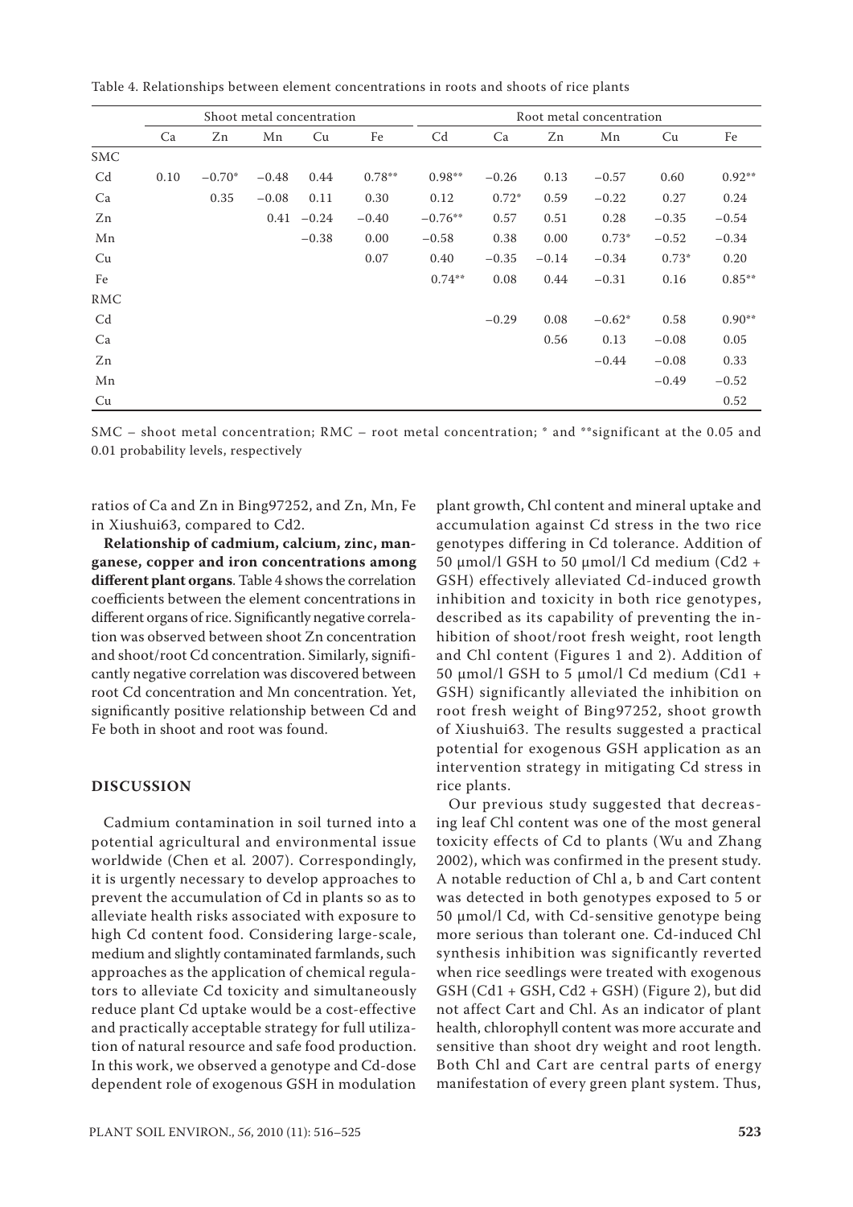Table 4. Relationships between element concentrations in roots and shoots of rice plants

| | Shoot metal concentration | | | | | Root metal concentration | | | | | |
|---|---|---|---|---|---|---|---|---|---|---|---|
| | Ca | Zn | Mn | Cu | Fe | Cd | Ca | Zn | Mn | Cu | Fe |
| SMC | | | | | | | | | | | |
| Cd | 0.10 | −0.70* | −0.48 | 0.44 | 0.78** | 0.98** | −0.26 | 0.13 | −0.57 | 0.60 | 0.92** |
| Ca | | 0.35 | −0.08 | 0.11 | 0.30 | 0.12 | 0.72* | 0.59 | −0.22 | 0.27 | 0.24 |
| Zn | | | 0.41 | −0.24 | −0.40 | −0.76** | 0.57 | 0.51 | 0.28 | −0.35 | −0.54 |
| Mn | | | | −0.38 | 0.00 | −0.58 | 0.38 | 0.00 | 0.73* | −0.52 | −0.34 |
| Cu | | | | | 0.07 | 0.40 | −0.35 | −0.14 | −0.34 | 0.73* | 0.20 |
| Fe | | | | | | 0.74** | 0.08 | 0.44 | −0.31 | 0.16 | 0.85** |
| RMC | | | | | | | | | | | |
| Cd | | | | | | | −0.29 | 0.08 | −0.62* | 0.58 | 0.90** |
| Ca | | | | | | | | 0.56 | 0.13 | −0.08 | 0.05 |
| Zn | | | | | | | | | −0.44 | −0.08 | 0.33 |
| Mn | | | | | | | | | | −0.49 | −0.52 |
| Cu | | | | | | | | | | | 0.52 |

SMC – shoot metal concentration; RMC – root metal concentration; * and **significant at the 0.05 and 0.01 probability levels, respectively

ratios of Ca and Zn in Bing97252, and Zn, Mn, Fe in Xiushui63, compared to Cd2.

**Relationship of cadmium, calcium, zinc, manganese, copper and iron concentrations among different plant organs**. Table 4 shows the correlation coefficients between the element concentrations in different organs of rice. Significantly negative correlation was observed between shoot Zn concentration and shoot/root Cd concentration. Similarly, significantly negative correlation was discovered between root Cd concentration and Mn concentration. Yet, significantly positive relationship between Cd and Fe both in shoot and root was found.

## DISCUSSION

Cadmium contamination in soil turned into a potential agricultural and environmental issue worldwide (Chen et al. 2007). Correspondingly, it is urgently necessary to develop approaches to prevent the accumulation of Cd in plants so as to alleviate health risks associated with exposure to high Cd content food. Considering large-scale, medium and slightly contaminated farmlands, such approaches as the application of chemical regulators to alleviate Cd toxicity and simultaneously reduce plant Cd uptake would be a cost-effective and practically acceptable strategy for full utilization of natural resource and safe food production. In this work, we observed a genotype and Cd-dose dependent role of exogenous GSH in modulation plant growth, Chl content and mineral uptake and accumulation against Cd stress in the two rice genotypes differing in Cd tolerance. Addition of 50 μmol/l GSH to 50 μmol/l Cd medium (Cd2 + GSH) effectively alleviated Cd-induced growth inhibition and toxicity in both rice genotypes, described as its capability of preventing the inhibition of shoot/root fresh weight, root length and Chl content (Figures 1 and 2). Addition of 50 μmol/l GSH to 5 μmol/l Cd medium (Cd1 + GSH) significantly alleviated the inhibition on root fresh weight of Bing97252, shoot growth of Xiushui63. The results suggested a practical potential for exogenous GSH application as an intervention strategy in mitigating Cd stress in rice plants.

Our previous study suggested that decreasing leaf Chl content was one of the most general toxicity effects of Cd to plants (Wu and Zhang 2002), which was confirmed in the present study. A notable reduction of Chl a, b and Cart content was detected in both genotypes exposed to 5 or 50 μmol/l Cd, with Cd-sensitive genotype being more serious than tolerant one. Cd-induced Chl synthesis inhibition was significantly reverted when rice seedlings were treated with exogenous GSH (Cd1 + GSH, Cd2 + GSH) (Figure 2), but did not affect Cart and Chl. As an indicator of plant health, chlorophyll content was more accurate and sensitive than shoot dry weight and root length. Both Chl and Cart are central parts of energy manifestation of every green plant system. Thus,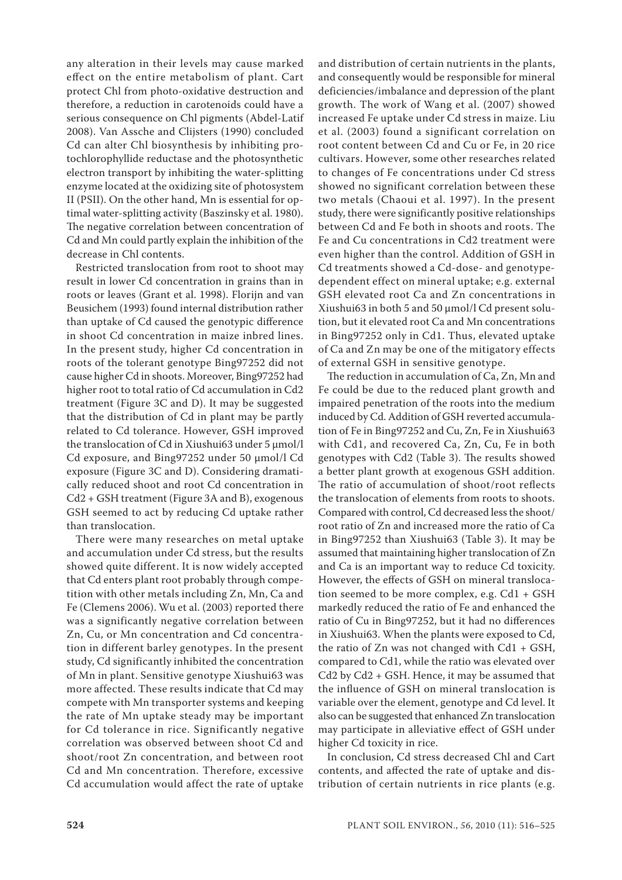any alteration in their levels may cause marked effect on the entire metabolism of plant. Cart protect Chl from photo-oxidative destruction and therefore, a reduction in carotenoids could have a serious consequence on Chl pigments (Abdel-Latif 2008). Van Assche and Clijsters (1990) concluded Cd can alter Chl biosynthesis by inhibiting protochlorophyllide reductase and the photosynthetic electron transport by inhibiting the water-splitting enzyme located at the oxidizing site of photosystem II (PSII). On the other hand, Mn is essential for optimal water-splitting activity (Baszinsky et al. 1980). The negative correlation between concentration of Cd and Mn could partly explain the inhibition of the decrease in Chl contents.

Restricted translocation from root to shoot may result in lower Cd concentration in grains than in roots or leaves (Grant et al. 1998). Florijn and van Beusichem (1993) found internal distribution rather than uptake of Cd caused the genotypic difference in shoot Cd concentration in maize inbred lines. In the present study, higher Cd concentration in roots of the tolerant genotype Bing97252 did not cause higher Cd in shoots. Moreover, Bing97252 had higher root to total ratio of Cd accumulation in Cd2 treatment (Figure 3C and D). It may be suggested that the distribution of Cd in plant may be partly related to Cd tolerance. However, GSH improved the translocation of Cd in Xiushui63 under 5 μmol/l Cd exposure, and Bing97252 under 50 μmol/l Cd exposure (Figure 3C and D). Considering dramatically reduced shoot and root Cd concentration in Cd2 + GSH treatment (Figure 3A and B), exogenous GSH seemed to act by reducing Cd uptake rather than translocation.

There were many researches on metal uptake and accumulation under Cd stress, but the results showed quite different. It is now widely accepted that Cd enters plant root probably through competition with other metals including Zn, Mn, Ca and Fe (Clemens 2006). Wu et al. (2003) reported there was a significantly negative correlation between Zn, Cu, or Mn concentration and Cd concentration in different barley genotypes. In the present study, Cd significantly inhibited the concentration of Mn in plant. Sensitive genotype Xiushui63 was more affected. These results indicate that Cd may compete with Mn transporter systems and keeping the rate of Mn uptake steady may be important for Cd tolerance in rice. Significantly negative correlation was observed between shoot Cd and shoot/root Zn concentration, and between root Cd and Mn concentration. Therefore, excessive Cd accumulation would affect the rate of uptake and distribution of certain nutrients in the plants, and consequently would be responsible for mineral deficiencies/imbalance and depression of the plant growth. The work of Wang et al. (2007) showed increased Fe uptake under Cd stress in maize. Liu et al. (2003) found a significant correlation on root content between Cd and Cu or Fe, in 20 rice cultivars. However, some other researches related to changes of Fe concentrations under Cd stress showed no significant correlation between these two metals (Chaoui et al. 1997). In the present study, there were significantly positive relationships between Cd and Fe both in shoots and roots. The Fe and Cu concentrations in Cd2 treatment were even higher than the control. Addition of GSH in Cd treatments showed a Cd-dose- and genotype-dependent effect on mineral uptake; e.g. external GSH elevated root Ca and Zn concentrations in Xiushui63 in both 5 and 50 μmol/l Cd present solution, but it elevated root Ca and Mn concentrations in Bing97252 only in Cd1. Thus, elevated uptake of Ca and Zn may be one of the mitigatory effects of external GSH in sensitive genotype.

The reduction in accumulation of Ca, Zn, Mn and Fe could be due to the reduced plant growth and impaired penetration of the roots into the medium induced by Cd. Addition of GSH reverted accumulation of Fe in Bing97252 and Cu, Zn, Fe in Xiushui63 with Cd1, and recovered Ca, Zn, Cu, Fe in both genotypes with Cd2 (Table 3). The results showed a better plant growth at exogenous GSH addition. The ratio of accumulation of shoot/root reflects the translocation of elements from roots to shoots. Compared with control, Cd decreased less the shoot/root ratio of Zn and increased more the ratio of Ca in Bing97252 than Xiushui63 (Table 3). It may be assumed that maintaining higher translocation of Zn and Ca is an important way to reduce Cd toxicity. However, the effects of GSH on mineral translocation seemed to be more complex, e.g. Cd1 + GSH markedly reduced the ratio of Fe and enhanced the ratio of Cu in Bing97252, but it had no differences in Xiushui63. When the plants were exposed to Cd, the ratio of Zn was not changed with Cd1 + GSH, compared to Cd1, while the ratio was elevated over Cd2 by Cd2 + GSH. Hence, it may be assumed that the influence of GSH on mineral translocation is variable over the element, genotype and Cd level. It also can be suggested that enhanced Zn translocation may participate in alleviative effect of GSH under higher Cd toxicity in rice.

In conclusion, Cd stress decreased Chl and Cart contents, and affected the rate of uptake and distribution of certain nutrients in rice plants (e.g.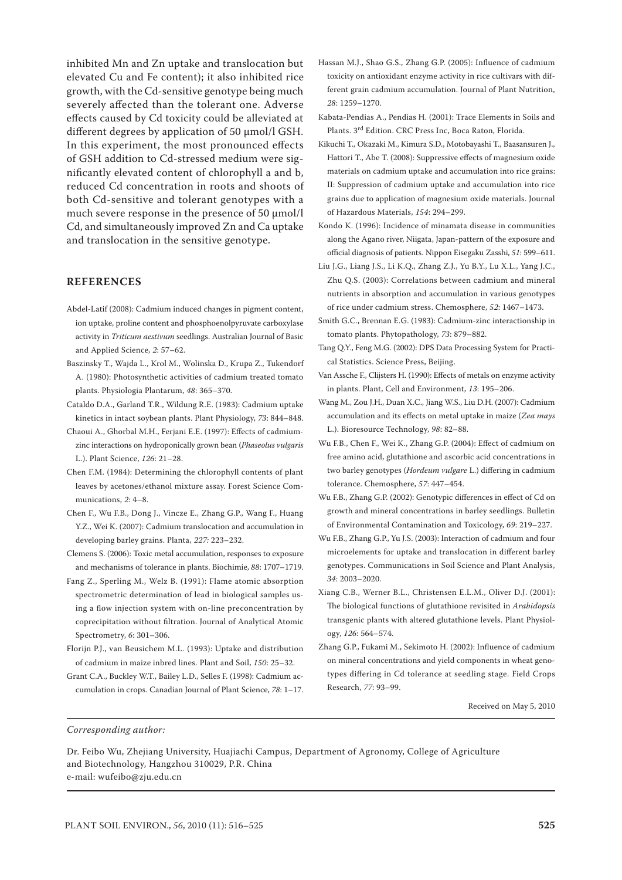inhibited Mn and Zn uptake and translocation but elevated Cu and Fe content); it also inhibited rice growth, with the Cd-sensitive genotype being much severely affected than the tolerant one. Adverse effects caused by Cd toxicity could be alleviated at different degrees by application of 50 μmol/l GSH. In this experiment, the most pronounced effects of GSH addition to Cd-stressed medium were significantly elevated content of chlorophyll a and b, reduced Cd concentration in roots and shoots of both Cd-sensitive and tolerant genotypes with a much severe response in the presence of 50 μmol/l Cd, and simultaneously improved Zn and Ca uptake and translocation in the sensitive genotype.

## REFERENCES

Abdel-Latif (2008): Cadmium induced changes in pigment content, ion uptake, proline content and phosphoenolpyruvate carboxylase activity in *Triticum aestivum* seedlings. Australian Journal of Basic and Applied Science, *2*: 57–62.

Baszinsky T., Wajda L., Krol M., Wolinska D., Krupa Z., Tukendorf A. (1980): Photosynthetic activities of cadmium treated tomato plants. Physiologia Plantarum, *48*: 365–370.

Cataldo D.A., Garland T.R., Wildung R.E. (1983): Cadmium uptake kinetics in intact soybean plants. Plant Physiology, *73*: 844–848.

Chaoui A., Ghorbal M.H., Ferjani E.E. (1997): Effects of cadmium-zinc interactions on hydroponically grown bean (*Phaseolus vulgaris* L.). Plant Science, *126*: 21–28.

Chen F.M. (1984): Determining the chlorophyll contents of plant leaves by acetones/ethanol mixture assay. Forest Science Communications, *2*: 4–8.

Chen F., Wu F.B., Dong J., Vincze E., Zhang G.P., Wang F., Huang Y.Z., Wei K. (2007): Cadmium translocation and accumulation in developing barley grains. Planta, *227:* 223–232.

Clemens S. (2006): Toxic metal accumulation, responses to exposure and mechanisms of tolerance in plants. Biochimie, *88*: 1707–1719.

Fang Z., Sperling M., Welz B. (1991): Flame atomic absorption spectrometric determination of lead in biological samples using a flow injection system with on-line preconcentration by coprecipitation without filtration. Journal of Analytical Atomic Spectrometry, *6*: 301–306.

Florijn P.J., van Beusichem M.L. (1993): Uptake and distribution of cadmium in maize inbred lines. Plant and Soil, *150*: 25–32.

Grant C.A., Buckley W.T., Bailey L.D., Selles F. (1998): Cadmium accumulation in crops. Canadian Journal of Plant Science, *78*: 1–17.

Hassan M.J., Shao G.S., Zhang G.P. (2005): Influence of cadmium toxicity on antioxidant enzyme activity in rice cultivars with different grain cadmium accumulation. Journal of Plant Nutrition, *28*: 1259–1270.

Kabata-Pendias A., Pendias H. (2001): Trace Elements in Soils and Plants. 3rd Edition. CRC Press Inc, Boca Raton, Florida.

Kikuchi T., Okazaki M., Kimura S.D., Motobayashi T., Baasansuren J., Hattori T., Abe T. (2008): Suppressive effects of magnesium oxide materials on cadmium uptake and accumulation into rice grains: II: Suppression of cadmium uptake and accumulation into rice grains due to application of magnesium oxide materials. Journal of Hazardous Materials, *154*: 294–299.

Kondo K. (1996): Incidence of minamata disease in communities along the Agano river, Niigata, Japan-pattern of the exposure and official diagnosis of patients. Nippon Eisegaku Zasshi, *51*: 599–611.

Liu J.G., Liang J.S., Li K.Q., Zhang Z.J., Yu B.Y., Lu X.L., Yang J.C., Zhu Q.S. (2003): Correlations between cadmium and mineral nutrients in absorption and accumulation in various genotypes of rice under cadmium stress. Chemosphere, *52*: 1467–1473.

Smith G.C., Brennan E.G. (1983): Cadmium-zinc interactionship in tomato plants. Phytopathology, *73*: 879–882.

Tang Q.Y., Feng M.G. (2002): DPS Data Processing System for Practical Statistics. Science Press, Beijing.

Van Assche F., Clijsters H. (1990): Effects of metals on enzyme activity in plants. Plant, Cell and Environment, *13*: 195–206.

Wang M., Zou J.H., Duan X.C., Jiang W.S., Liu D.H. (2007): Cadmium accumulation and its effects on metal uptake in maize (*Zea mays* L.). Bioresource Technology, *98*: 82–88.

Wu F.B., Chen F., Wei K., Zhang G.P. (2004): Effect of cadmium on free amino acid, glutathione and ascorbic acid concentrations in two barley genotypes (*Hordeum vulgare* L.) differing in cadmium tolerance. Chemosphere, *57*: 447–454.

Wu F.B., Zhang G.P. (2002): Genotypic differences in effect of Cd on growth and mineral concentrations in barley seedlings. Bulletin of Environmental Contamination and Toxicology, *69*: 219–227.

Wu F.B., Zhang G.P., Yu J.S. (2003): Interaction of cadmium and four microelements for uptake and translocation in different barley genotypes. Communications in Soil Science and Plant Analysis, *34*: 2003–2020.

Xiang C.B., Werner B.L., Christensen E.L.M., Oliver D.J. (2001): The biological functions of glutathione revisited in *Arabidopsis* transgenic plants with altered glutathione levels. Plant Physiology, *126*: 564–574.

Zhang G.P., Fukami M., Sekimoto H. (2002): Influence of cadmium on mineral concentrations and yield components in wheat genotypes differing in Cd tolerance at seedling stage. Field Crops Research, *77*: 93–99.

Received on May 5, 2010

*Corresponding author:*

Dr. Feibo Wu, Zhejiang University, Huajiachi Campus, Department of Agronomy, College of Agriculture and Biotechnology, Hangzhou 310029, P.R. China
e-mail: wufeibo@zju.edu.cn